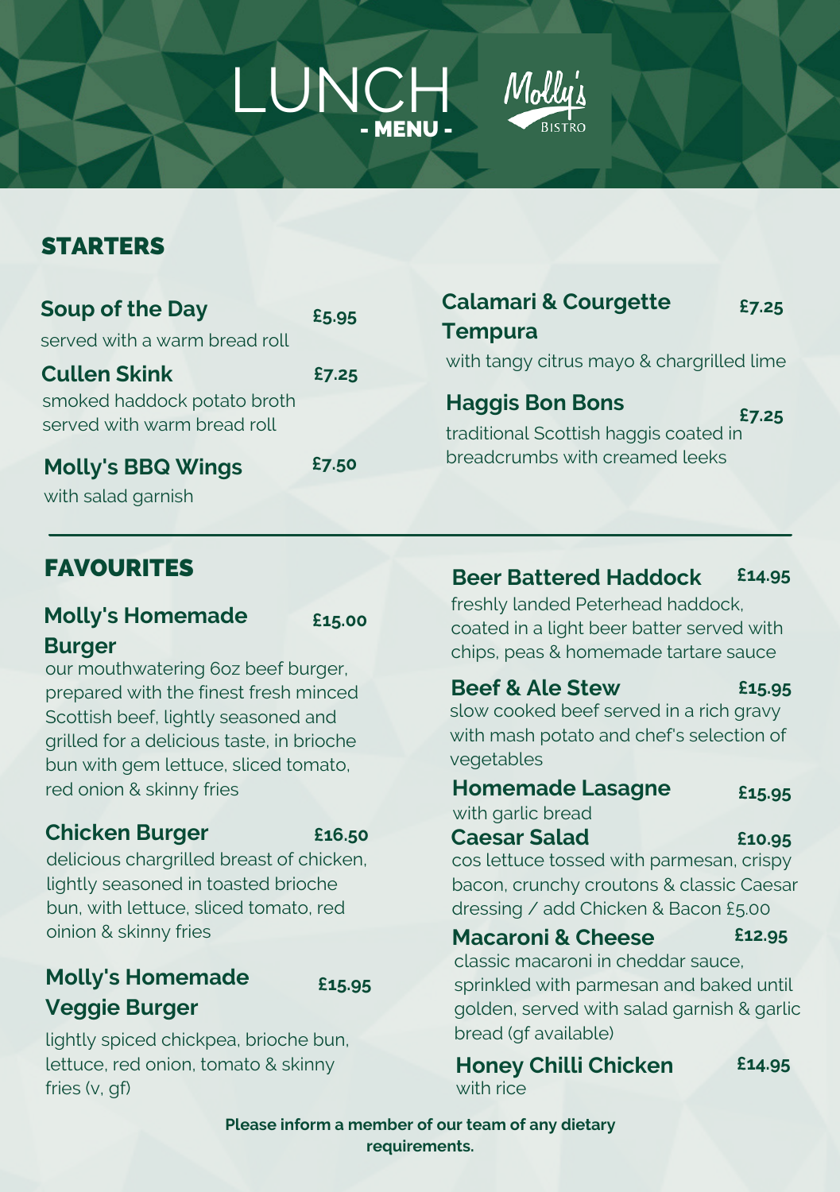# LUNCH - MENU -

Molly's Bistro

## STARTERS

**Soup of the Day** £5.95
served with a warm bread roll

**Cullen Skink** £7.25
smoked haddock potato broth served with warm bread roll

**Molly's BBQ Wings** £7.50
with salad garnish

**Calamari & Courgette Tempura** £7.25
with tangy citrus mayo & chargrilled lime

**Haggis Bon Bons** £7.25
traditional Scottish haggis coated in breadcrumbs with creamed leeks

## FAVOURITES

**Molly's Homemade Burger** £15.00
our mouthwatering 6oz beef burger, prepared with the finest fresh minced Scottish beef, lightly seasoned and grilled for a delicious taste, in brioche bun with gem lettuce, sliced tomato, red onion & skinny fries

**Chicken Burger** £16.50
delicious chargrilled breast of chicken, lightly seasoned in toasted brioche bun, with lettuce, sliced tomato, red oinion & skinny fries

**Molly's Homemade Veggie Burger** £15.95
lightly spiced chickpea, brioche bun, lettuce, red onion, tomato & skinny fries (v, gf)

**Beer Battered Haddock** £14.95
freshly landed Peterhead haddock, coated in a light beer batter served with chips, peas & homemade tartare sauce

**Beef & Ale Stew** £15.95
slow cooked beef served in a rich gravy with mash potato and chef's selection of vegetables

**Homemade Lasagne** £15.95
with garlic bread

**Caesar Salad** £10.95
cos lettuce tossed with parmesan, crispy bacon, crunchy croutons & classic Caesar dressing / add Chicken & Bacon £5.00

**Macaroni & Cheese** £12.95
classic macaroni in cheddar sauce, sprinkled with parmesan and baked until golden, served with salad garnish & garlic bread (gf available)

**Honey Chilli Chicken** £14.95
with rice

**Please inform a member of our team of any dietary requirements.**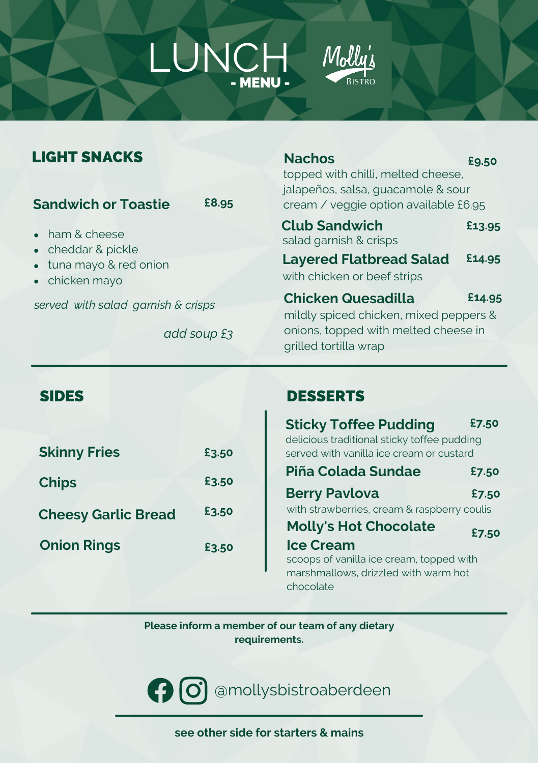# LUNCH
## - MENU -

Molly's Bistro

## LIGHT SNACKS

### Sandwich or Toastie £8.95

- ham & cheese
- cheddar & pickle
- tuna mayo & red onion
- chicken mayo

*served with salad garnish & crisps*

*add soup £3*

### Nachos £9.50
topped with chilli, melted cheese, jalapeños, salsa, guacamole & sour cream / veggie option available £6.95

### Club Sandwich £13.95
salad garnish & crisps

### Layered Flatbread Salad £14.95
with chicken or beef strips

### Chicken Quesadilla £14.95
mildly spiced chicken, mixed peppers & onions, topped with melted cheese in grilled tortilla wrap

## SIDES

| | |
|---|---|
| **Skinny Fries** | £3.50 |
| **Chips** | £3.50 |
| **Cheesy Garlic Bread** | £3.50 |
| **Onion Rings** | £3.50 |

## DESSERTS

### Sticky Toffee Pudding £7.50
delicious traditional sticky toffee pudding served with vanilla ice cream or custard

### Piña Colada Sundae £7.50

### Berry Pavlova £7.50
with strawberries, cream & raspberry coulis

### Molly's Hot Chocolate Ice Cream £7.50
scoops of vanilla ice cream, topped with marshmallows, drizzled with warm hot chocolate

**Please inform a member of our team of any dietary requirements.**

@mollysbistroaberdeen

**see other side for starters & mains**